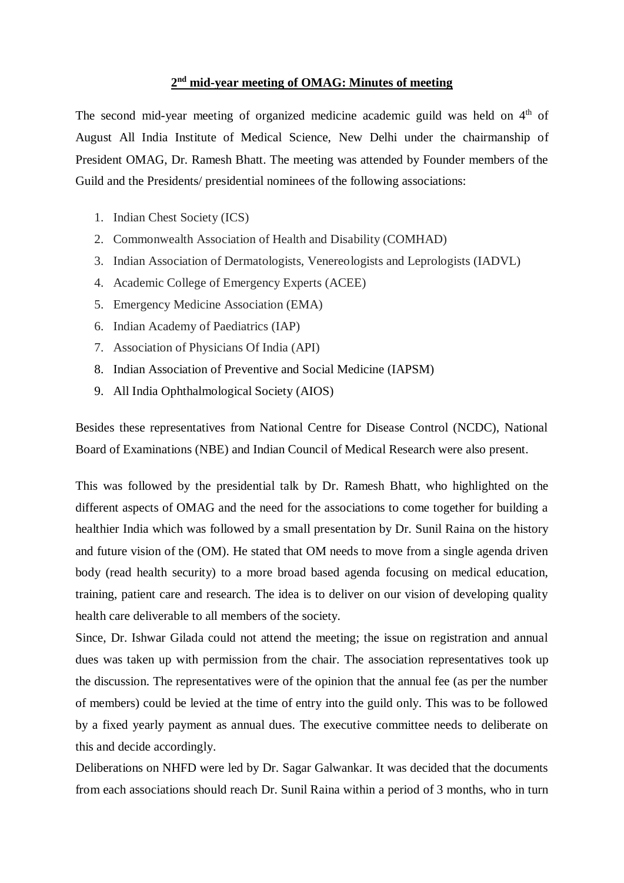## 2nd mid-year meeting of OMAG: Minutes of meeting

The second mid-year meeting of organized medicine academic guild was held on 4th of August All India Institute of Medical Science, New Delhi under the chairmanship of President OMAG, Dr. Ramesh Bhatt. The meeting was attended by Founder members of the Guild and the Presidents/ presidential nominees of the following associations:

1. Indian Chest Society (ICS)
2. Commonwealth Association of Health and Disability (COMHAD)
3. Indian Association of Dermatologists, Venereologists and Leprologists (IADVL)
4. Academic College of Emergency Experts (ACEE)
5. Emergency Medicine Association (EMA)
6. Indian Academy of Paediatrics (IAP)
7. Association of Physicians Of India (API)
8. Indian Association of Preventive and Social Medicine (IAPSM)
9. All India Ophthalmological Society (AIOS)

Besides these representatives from National Centre for Disease Control (NCDC), National Board of Examinations (NBE) and Indian Council of Medical Research were also present.

This was followed by the presidential talk by Dr. Ramesh Bhatt, who highlighted on the different aspects of OMAG and the need for the associations to come together for building a healthier India which was followed by a small presentation by Dr. Sunil Raina on the history and future vision of the (OM). He stated that OM needs to move from a single agenda driven body (read health security) to a more broad based agenda focusing on medical education, training, patient care and research. The idea is to deliver on our vision of developing quality health care deliverable to all members of the society.

Since, Dr. Ishwar Gilada could not attend the meeting; the issue on registration and annual dues was taken up with permission from the chair. The association representatives took up the discussion. The representatives were of the opinion that the annual fee (as per the number of members) could be levied at the time of entry into the guild only. This was to be followed by a fixed yearly payment as annual dues. The executive committee needs to deliberate on this and decide accordingly.

Deliberations on NHFD were led by Dr. Sagar Galwankar. It was decided that the documents from each associations should reach Dr. Sunil Raina within a period of 3 months, who in turn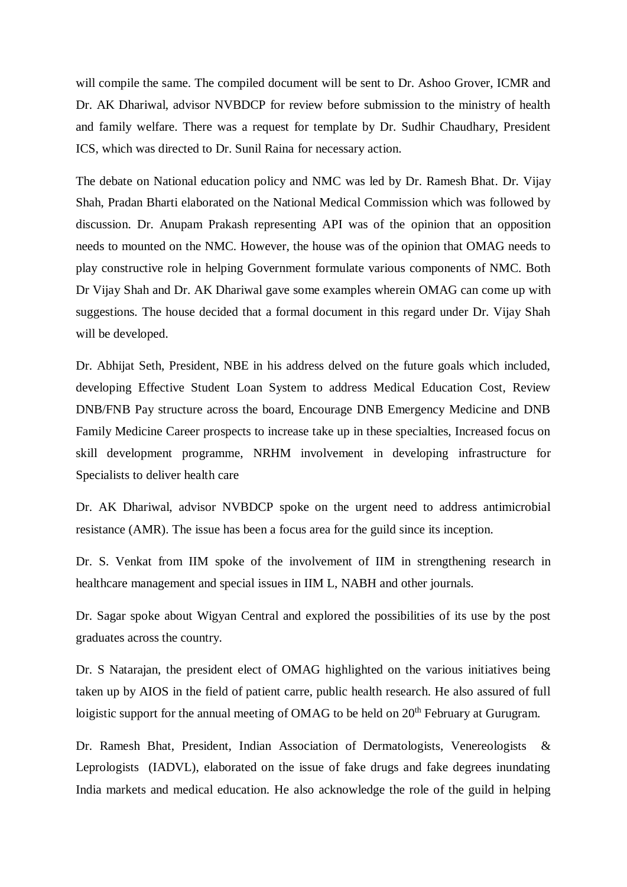will compile the same. The compiled document will be sent to Dr. Ashoo Grover, ICMR and Dr. AK Dhariwal, advisor NVBDCP for review before submission to the ministry of health and family welfare. There was a request for template by Dr. Sudhir Chaudhary, President ICS, which was directed to Dr. Sunil Raina for necessary action.

The debate on National education policy and NMC was led by Dr. Ramesh Bhat. Dr. Vijay Shah, Pradan Bharti elaborated on the National Medical Commission which was followed by discussion. Dr. Anupam Prakash representing API was of the opinion that an opposition needs to mounted on the NMC. However, the house was of the opinion that OMAG needs to play constructive role in helping Government formulate various components of NMC. Both Dr Vijay Shah and Dr. AK Dhariwal gave some examples wherein OMAG can come up with suggestions. The house decided that a formal document in this regard under Dr. Vijay Shah will be developed.

Dr. Abhijat Seth, President, NBE in his address delved on the future goals which included, developing Effective Student Loan System to address Medical Education Cost, Review DNB/FNB Pay structure across the board, Encourage DNB Emergency Medicine and DNB Family Medicine Career prospects to increase take up in these specialties, Increased focus on skill development programme, NRHM involvement in developing infrastructure for Specialists to deliver health care

Dr. AK Dhariwal, advisor NVBDCP spoke on the urgent need to address antimicrobial resistance (AMR). The issue has been a focus area for the guild since its inception.

Dr. S. Venkat from IIM spoke of the involvement of IIM in strengthening research in healthcare management and special issues in IIM L, NABH and other journals.

Dr. Sagar spoke about Wigyan Central and explored the possibilities of its use by the post graduates across the country.

Dr. S Natarajan, the president elect of OMAG highlighted on the various initiatives being taken up by AIOS in the field of patient carre, public health research. He also assured of full loigistic support for the annual meeting of OMAG to be held on 20th February at Gurugram.

Dr. Ramesh Bhat, President, Indian Association of Dermatologists, Venereologists & Leprologists (IADVL), elaborated on the issue of fake drugs and fake degrees inundating India markets and medical education. He also acknowledge the role of the guild in helping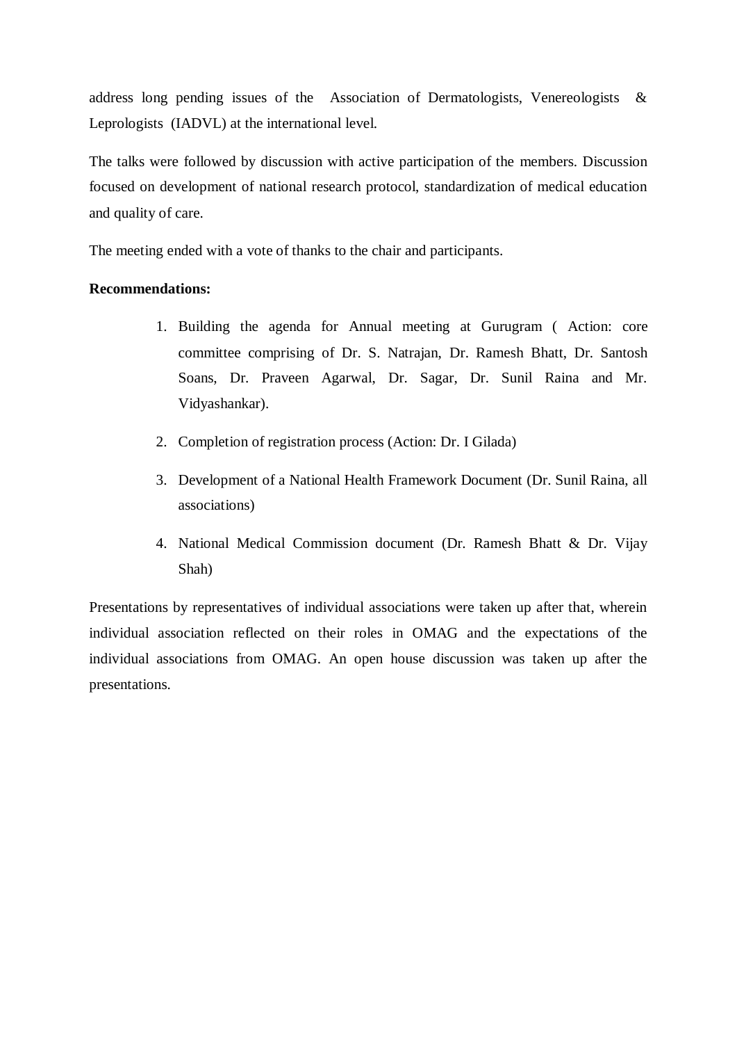address long pending issues of the Association of Dermatologists, Venereologists & Leprologists (IADVL) at the international level.

The talks were followed by discussion with active participation of the members. Discussion focused on development of national research protocol, standardization of medical education and quality of care.

The meeting ended with a vote of thanks to the chair and participants.

**Recommendations:**

1. Building the agenda for Annual meeting at Gurugram ( Action: core committee comprising of Dr. S. Natrajan, Dr. Ramesh Bhatt, Dr. Santosh Soans, Dr. Praveen Agarwal, Dr. Sagar, Dr. Sunil Raina and Mr. Vidyashankar).
2. Completion of registration process (Action: Dr. I Gilada)
3. Development of a National Health Framework Document (Dr. Sunil Raina, all associations)
4. National Medical Commission document (Dr. Ramesh Bhatt & Dr. Vijay Shah)

Presentations by representatives of individual associations were taken up after that, wherein individual association reflected on their roles in OMAG and the expectations of the individual associations from OMAG. An open house discussion was taken up after the presentations.